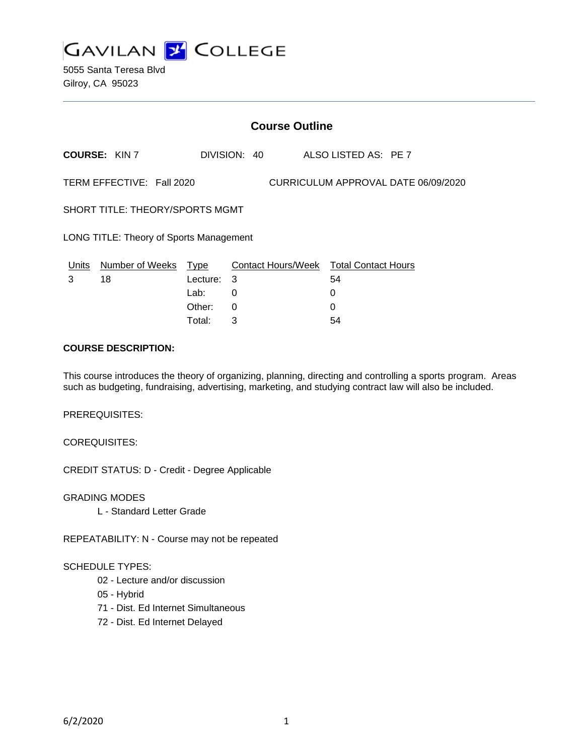# GAVILAN COLLEGE

5055 Santa Teresa Blvd
Gilroy, CA 95023

---

## Course Outline

**COURSE:** KIN 7 DIVISION: 40 ALSO LISTED AS: PE 7

TERM EFFECTIVE: Fall 2020 CURRICULUM APPROVAL DATE 06/09/2020

SHORT TITLE: THEORY/SPORTS MGMT

LONG TITLE: Theory of Sports Management

| Units | Number of Weeks | Type | Contact Hours/Week | Total Contact Hours |
|---|---|---|---|---|
| 3 | 18 | Lecture: | 3 | 54 |
| | | Lab: | 0 | 0 |
| | | Other: | 0 | 0 |
| | | Total: | 3 | 54 |

**COURSE DESCRIPTION:**

This course introduces the theory of organizing, planning, directing and controlling a sports program. Areas such as budgeting, fundraising, advertising, marketing, and studying contract law will also be included.

PREREQUISITES:

COREQUISITES:

CREDIT STATUS: D - Credit - Degree Applicable

GRADING MODES

- L - Standard Letter Grade

REPEATABILITY: N - Course may not be repeated

SCHEDULE TYPES:

- 02 - Lecture and/or discussion
- 05 - Hybrid
- 71 - Dist. Ed Internet Simultaneous
- 72 - Dist. Ed Internet Delayed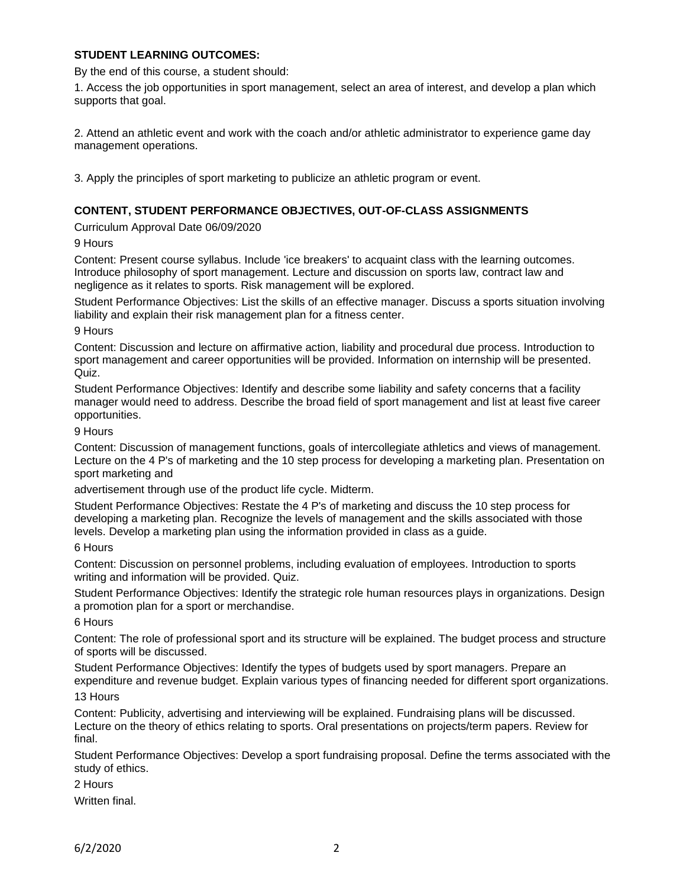## STUDENT LEARNING OUTCOMES:

By the end of this course, a student should:

1. Access the job opportunities in sport management, select an area of interest, and develop a plan which supports that goal.

2. Attend an athletic event and work with the coach and/or athletic administrator to experience game day management operations.

3. Apply the principles of sport marketing to publicize an athletic program or event.

## CONTENT, STUDENT PERFORMANCE OBJECTIVES, OUT-OF-CLASS ASSIGNMENTS

Curriculum Approval Date 06/09/2020

9 Hours

Content: Present course syllabus. Include 'ice breakers' to acquaint class with the learning outcomes. Introduce philosophy of sport management. Lecture and discussion on sports law, contract law and negligence as it relates to sports. Risk management will be explored.

Student Performance Objectives: List the skills of an effective manager. Discuss a sports situation involving liability and explain their risk management plan for a fitness center.

9 Hours

Content: Discussion and lecture on affirmative action, liability and procedural due process. Introduction to sport management and career opportunities will be provided. Information on internship will be presented. Quiz.

Student Performance Objectives: Identify and describe some liability and safety concerns that a facility manager would need to address. Describe the broad field of sport management and list at least five career opportunities.

9 Hours

Content: Discussion of management functions, goals of intercollegiate athletics and views of management. Lecture on the 4 P's of marketing and the 10 step process for developing a marketing plan. Presentation on sport marketing and

advertisement through use of the product life cycle. Midterm.

Student Performance Objectives: Restate the 4 P's of marketing and discuss the 10 step process for developing a marketing plan. Recognize the levels of management and the skills associated with those levels. Develop a marketing plan using the information provided in class as a guide.

6 Hours

Content: Discussion on personnel problems, including evaluation of employees. Introduction to sports writing and information will be provided. Quiz.

Student Performance Objectives: Identify the strategic role human resources plays in organizations. Design a promotion plan for a sport or merchandise.

6 Hours

Content: The role of professional sport and its structure will be explained. The budget process and structure of sports will be discussed.

Student Performance Objectives: Identify the types of budgets used by sport managers. Prepare an expenditure and revenue budget. Explain various types of financing needed for different sport organizations.

13 Hours

Content: Publicity, advertising and interviewing will be explained. Fundraising plans will be discussed. Lecture on the theory of ethics relating to sports. Oral presentations on projects/term papers. Review for final.

Student Performance Objectives: Develop a sport fundraising proposal. Define the terms associated with the study of ethics.

2 Hours

Written final.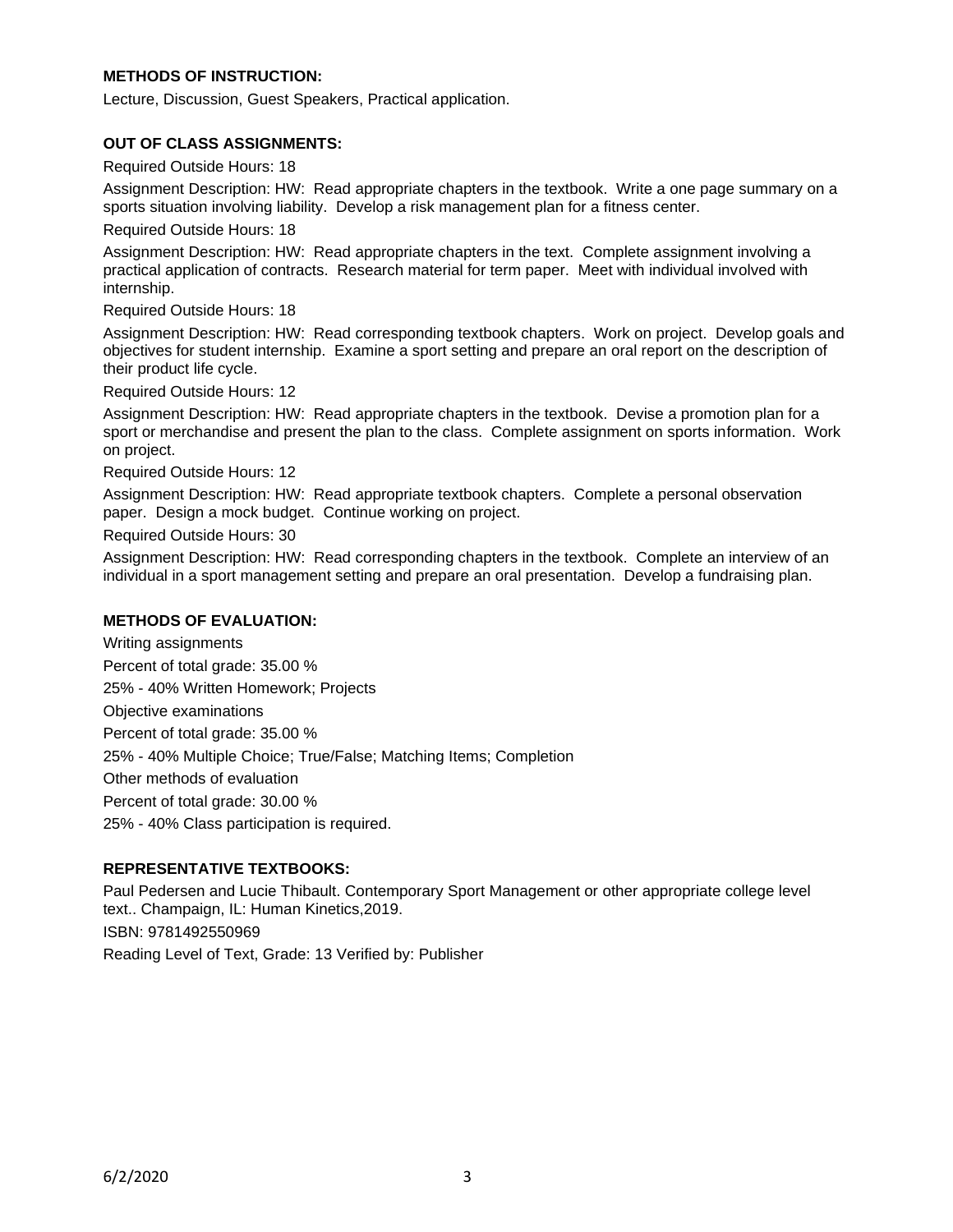**METHODS OF INSTRUCTION:**

Lecture, Discussion, Guest Speakers, Practical application.

**OUT OF CLASS ASSIGNMENTS:**

Required Outside Hours: 18

Assignment Description: HW: Read appropriate chapters in the textbook. Write a one page summary on a sports situation involving liability. Develop a risk management plan for a fitness center.

Required Outside Hours: 18

Assignment Description: HW: Read appropriate chapters in the text. Complete assignment involving a practical application of contracts. Research material for term paper. Meet with individual involved with internship.

Required Outside Hours: 18

Assignment Description: HW: Read corresponding textbook chapters. Work on project. Develop goals and objectives for student internship. Examine a sport setting and prepare an oral report on the description of their product life cycle.

Required Outside Hours: 12

Assignment Description: HW: Read appropriate chapters in the textbook. Devise a promotion plan for a sport or merchandise and present the plan to the class. Complete assignment on sports information. Work on project.

Required Outside Hours: 12

Assignment Description: HW: Read appropriate textbook chapters. Complete a personal observation paper. Design a mock budget. Continue working on project.

Required Outside Hours: 30

Assignment Description: HW: Read corresponding chapters in the textbook. Complete an interview of an individual in a sport management setting and prepare an oral presentation. Develop a fundraising plan.

**METHODS OF EVALUATION:**

Writing assignments

Percent of total grade: 35.00 %

25% - 40% Written Homework; Projects

Objective examinations

Percent of total grade: 35.00 %

25% - 40% Multiple Choice; True/False; Matching Items; Completion

Other methods of evaluation

Percent of total grade: 30.00 %

25% - 40% Class participation is required.

**REPRESENTATIVE TEXTBOOKS:**

Paul Pedersen and Lucie Thibault. Contemporary Sport Management or other appropriate college level text.. Champaign, IL: Human Kinetics,2019.

ISBN: 9781492550969

Reading Level of Text, Grade: 13 Verified by: Publisher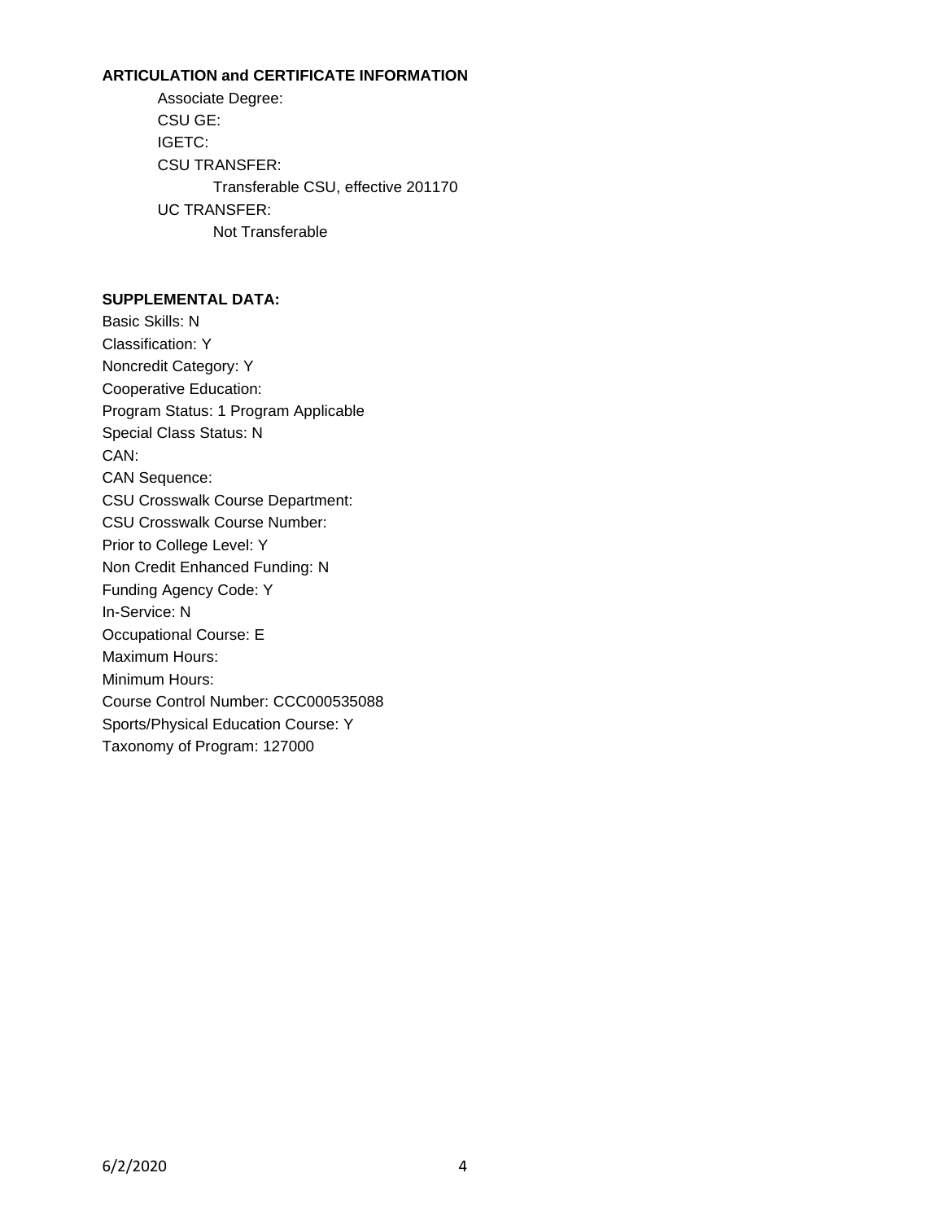**ARTICULATION and CERTIFICATE INFORMATION**

Associate Degree:
CSU GE:
IGETC:
CSU TRANSFER:
Transferable CSU, effective 201170
UC TRANSFER:
Not Transferable

**SUPPLEMENTAL DATA:**

Basic Skills: N
Classification: Y
Noncredit Category: Y
Cooperative Education:
Program Status: 1 Program Applicable
Special Class Status: N
CAN:
CAN Sequence:
CSU Crosswalk Course Department:
CSU Crosswalk Course Number:
Prior to College Level: Y
Non Credit Enhanced Funding: N
Funding Agency Code: Y
In-Service: N
Occupational Course: E
Maximum Hours:
Minimum Hours:
Course Control Number: CCC000535088
Sports/Physical Education Course: Y
Taxonomy of Program: 127000